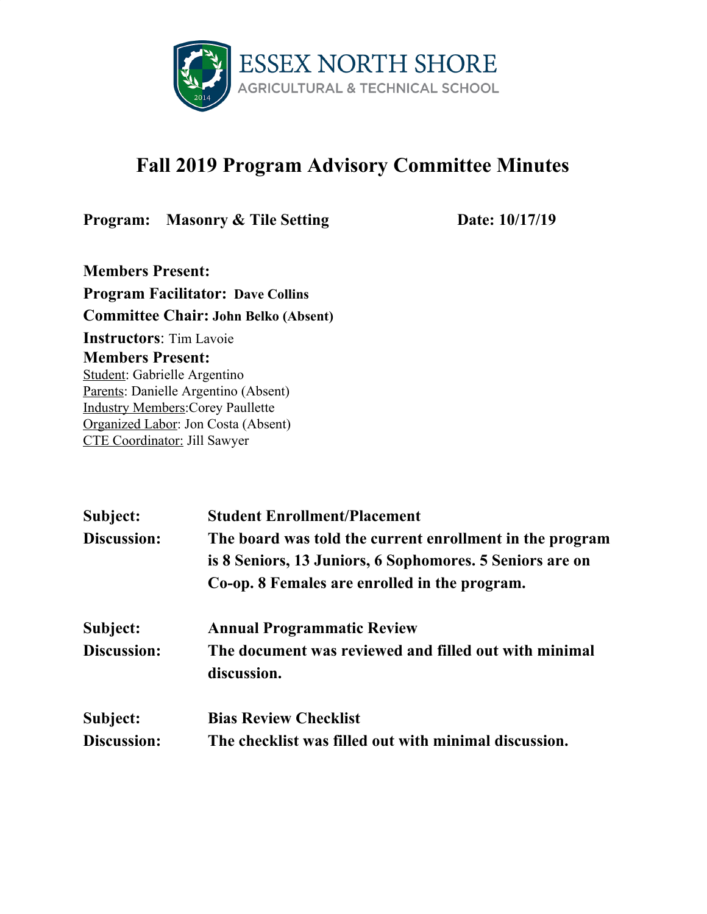ESSEX NORTH SHORE
AGRICULTURAL & TECHNICAL SCHOOL

# Fall 2019 Program Advisory Committee Minutes

**Program: Masonry & Tile Setting** **Date: 10/17/19**

**Members Present:**

**Program Facilitator: Dave Collins**

**Committee Chair: John Belko (Absent)**

**Instructors**: Tim Lavoie

**Members Present:**

Student: Gabrielle Argentino
Parents: Danielle Argentino (Absent)
Industry Members: Corey Paullette
Organized Labor: Jon Costa (Absent)
CTE Coordinator: Jill Sawyer

**Subject:** **Student Enrollment/Placement**

**Discussion:** **The board was told the current enrollment in the program is 8 Seniors, 13 Juniors, 6 Sophomores. 5 Seniors are on Co-op. 8 Females are enrolled in the program.**

**Subject:** **Annual Programmatic Review**

**Discussion:** **The document was reviewed and filled out with minimal discussion.**

**Subject:** **Bias Review Checklist**

**Discussion:** **The checklist was filled out with minimal discussion.**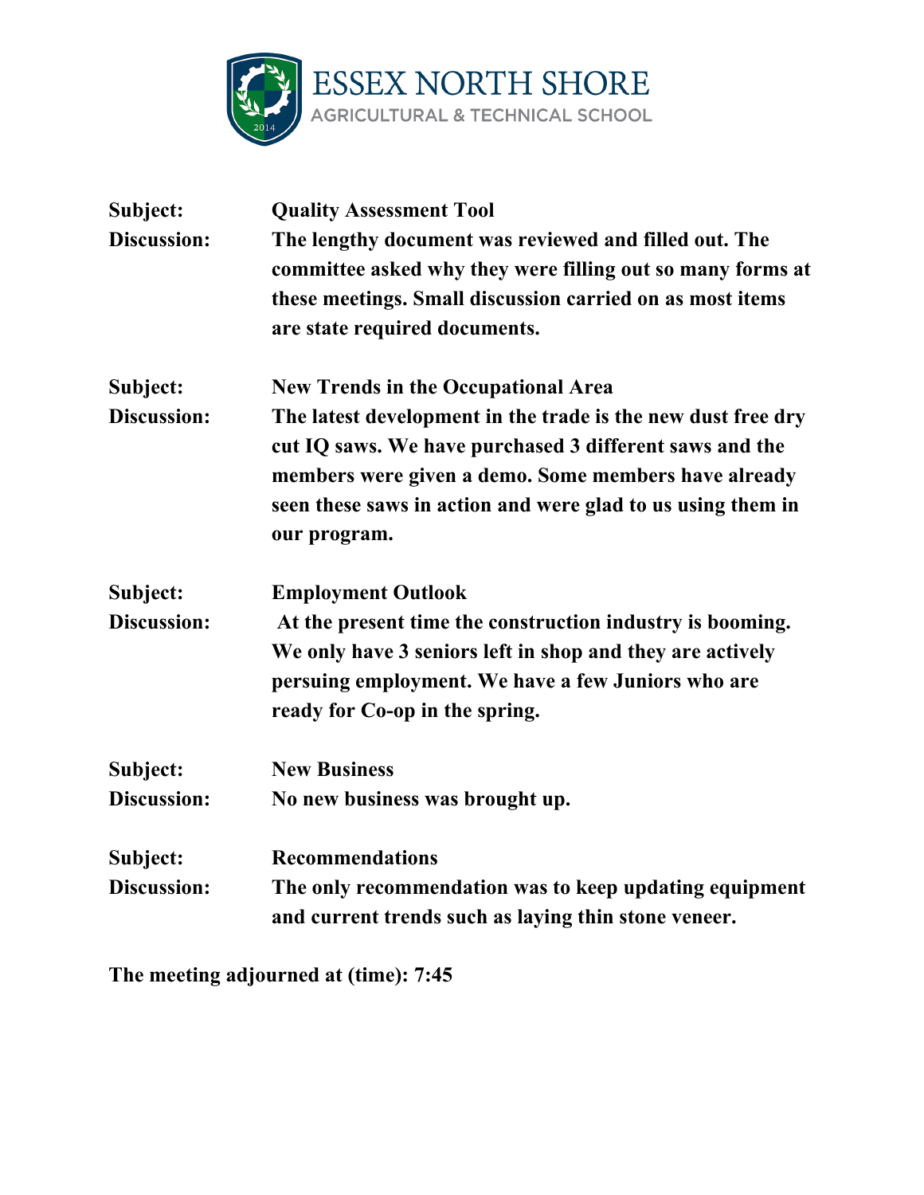**Subject:** **Quality Assessment Tool**

**Discussion:** **The lengthy document was reviewed and filled out. The committee asked why they were filling out so many forms at these meetings. Small discussion carried on as most items are state required documents.**

**Subject:** **New Trends in the Occupational Area**

**Discussion:** **The latest development in the trade is the new dust free dry cut IQ saws. We have purchased 3 different saws and the members were given a demo. Some members have already seen these saws in action and were glad to us using them in our program.**

**Subject:** **Employment Outlook**

**Discussion:** **At the present time the construction industry is booming. We only have 3 seniors left in shop and they are actively persuing employment. We have a few Juniors who are ready for Co-op in the spring.**

**Subject:** **New Business**

**Discussion:** **No new business was brought up.**

**Subject:** **Recommendations**

**Discussion:** **The only recommendation was to keep updating equipment and current trends such as laying thin stone veneer.**

**The meeting adjourned at (time): 7:45**